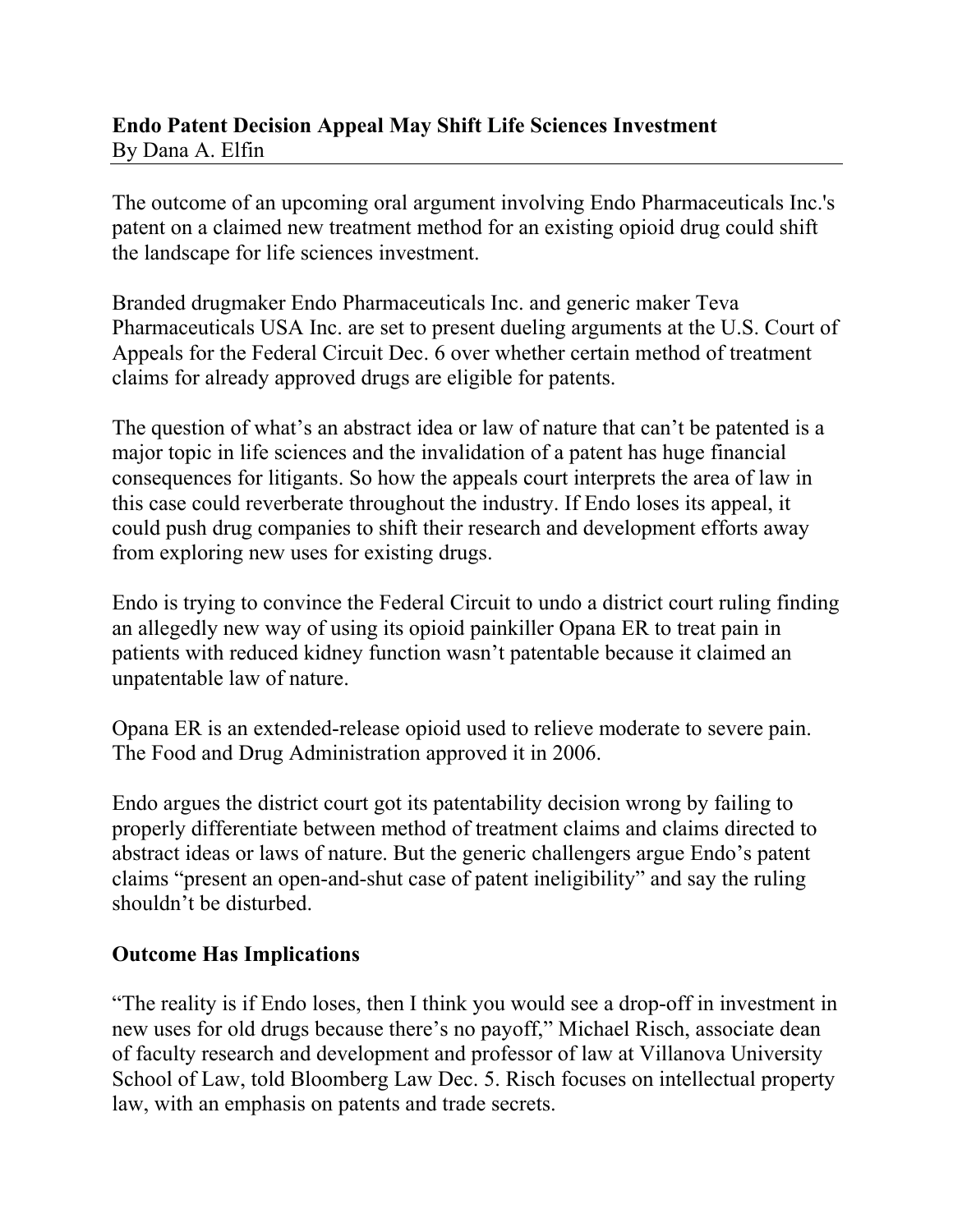**Endo Patent Decision Appeal May Shift Life Sciences Investment**
By Dana A. Elfin

The outcome of an upcoming oral argument involving Endo Pharmaceuticals Inc.'s patent on a claimed new treatment method for an existing opioid drug could shift the landscape for life sciences investment.

Branded drugmaker Endo Pharmaceuticals Inc. and generic maker Teva Pharmaceuticals USA Inc. are set to present dueling arguments at the U.S. Court of Appeals for the Federal Circuit Dec. 6 over whether certain method of treatment claims for already approved drugs are eligible for patents.

The question of what's an abstract idea or law of nature that can't be patented is a major topic in life sciences and the invalidation of a patent has huge financial consequences for litigants. So how the appeals court interprets the area of law in this case could reverberate throughout the industry. If Endo loses its appeal, it could push drug companies to shift their research and development efforts away from exploring new uses for existing drugs.

Endo is trying to convince the Federal Circuit to undo a district court ruling finding an allegedly new way of using its opioid painkiller Opana ER to treat pain in patients with reduced kidney function wasn't patentable because it claimed an unpatentable law of nature.

Opana ER is an extended-release opioid used to relieve moderate to severe pain. The Food and Drug Administration approved it in 2006.

Endo argues the district court got its patentability decision wrong by failing to properly differentiate between method of treatment claims and claims directed to abstract ideas or laws of nature. But the generic challengers argue Endo's patent claims "present an open-and-shut case of patent ineligibility" and say the ruling shouldn't be disturbed.

## Outcome Has Implications

"The reality is if Endo loses, then I think you would see a drop-off in investment in new uses for old drugs because there's no payoff," Michael Risch, associate dean of faculty research and development and professor of law at Villanova University School of Law, told Bloomberg Law Dec. 5. Risch focuses on intellectual property law, with an emphasis on patents and trade secrets.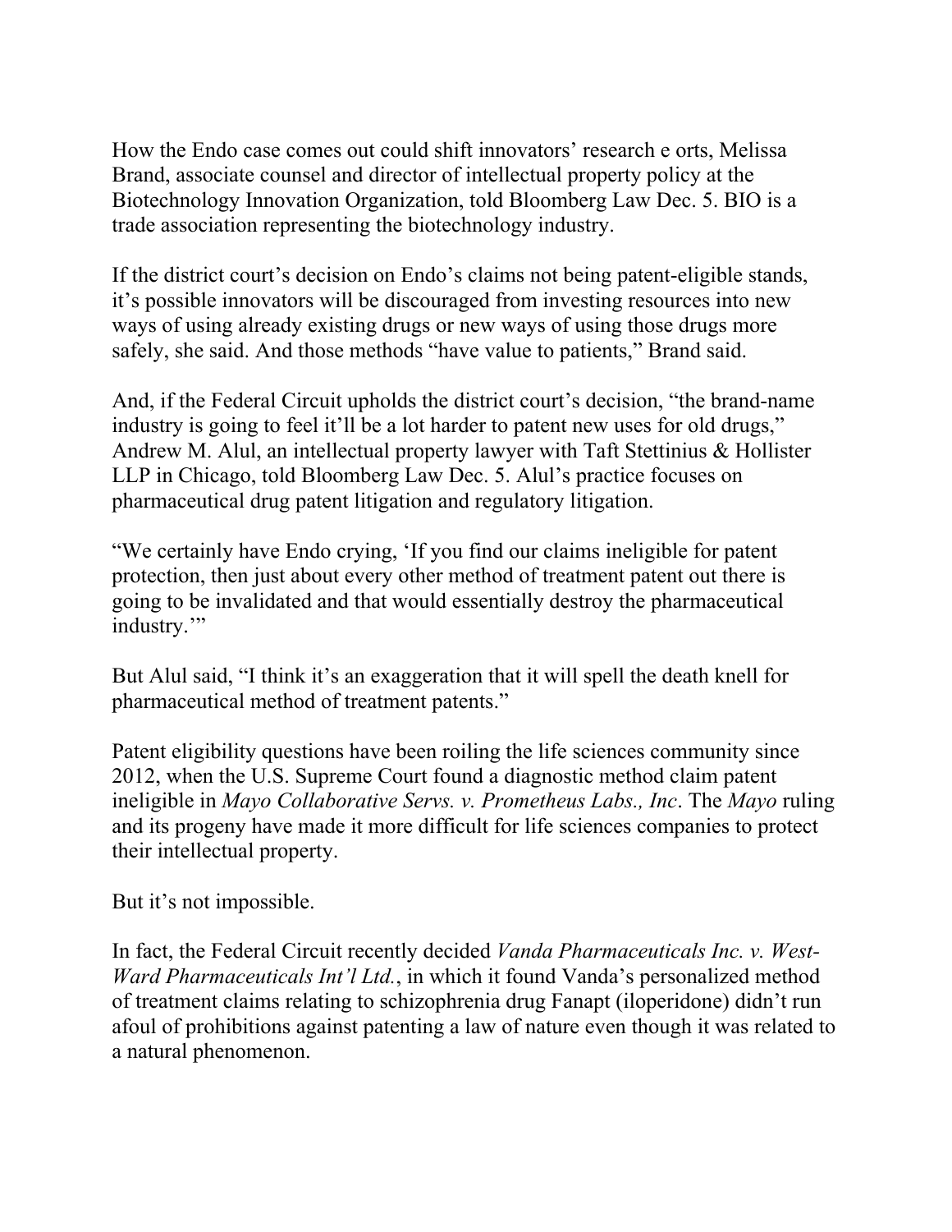How the Endo case comes out could shift innovators' research e orts, Melissa Brand, associate counsel and director of intellectual property policy at the Biotechnology Innovation Organization, told Bloomberg Law Dec. 5. BIO is a trade association representing the biotechnology industry.

If the district court's decision on Endo's claims not being patent-eligible stands, it's possible innovators will be discouraged from investing resources into new ways of using already existing drugs or new ways of using those drugs more safely, she said. And those methods "have value to patients," Brand said.

And, if the Federal Circuit upholds the district court's decision, "the brand-name industry is going to feel it'll be a lot harder to patent new uses for old drugs," Andrew M. Alul, an intellectual property lawyer with Taft Stettinius & Hollister LLP in Chicago, told Bloomberg Law Dec. 5. Alul's practice focuses on pharmaceutical drug patent litigation and regulatory litigation.

"We certainly have Endo crying, 'If you find our claims ineligible for patent protection, then just about every other method of treatment patent out there is going to be invalidated and that would essentially destroy the pharmaceutical industry.'"

But Alul said, "I think it's an exaggeration that it will spell the death knell for pharmaceutical method of treatment patents."

Patent eligibility questions have been roiling the life sciences community since 2012, when the U.S. Supreme Court found a diagnostic method claim patent ineligible in *Mayo Collaborative Servs. v. Prometheus Labs., Inc*. The *Mayo* ruling and its progeny have made it more difficult for life sciences companies to protect their intellectual property.

But it's not impossible.

In fact, the Federal Circuit recently decided *Vanda Pharmaceuticals Inc. v. West-Ward Pharmaceuticals Int'l Ltd.*, in which it found Vanda's personalized method of treatment claims relating to schizophrenia drug Fanapt (iloperidone) didn't run afoul of prohibitions against patenting a law of nature even though it was related to a natural phenomenon.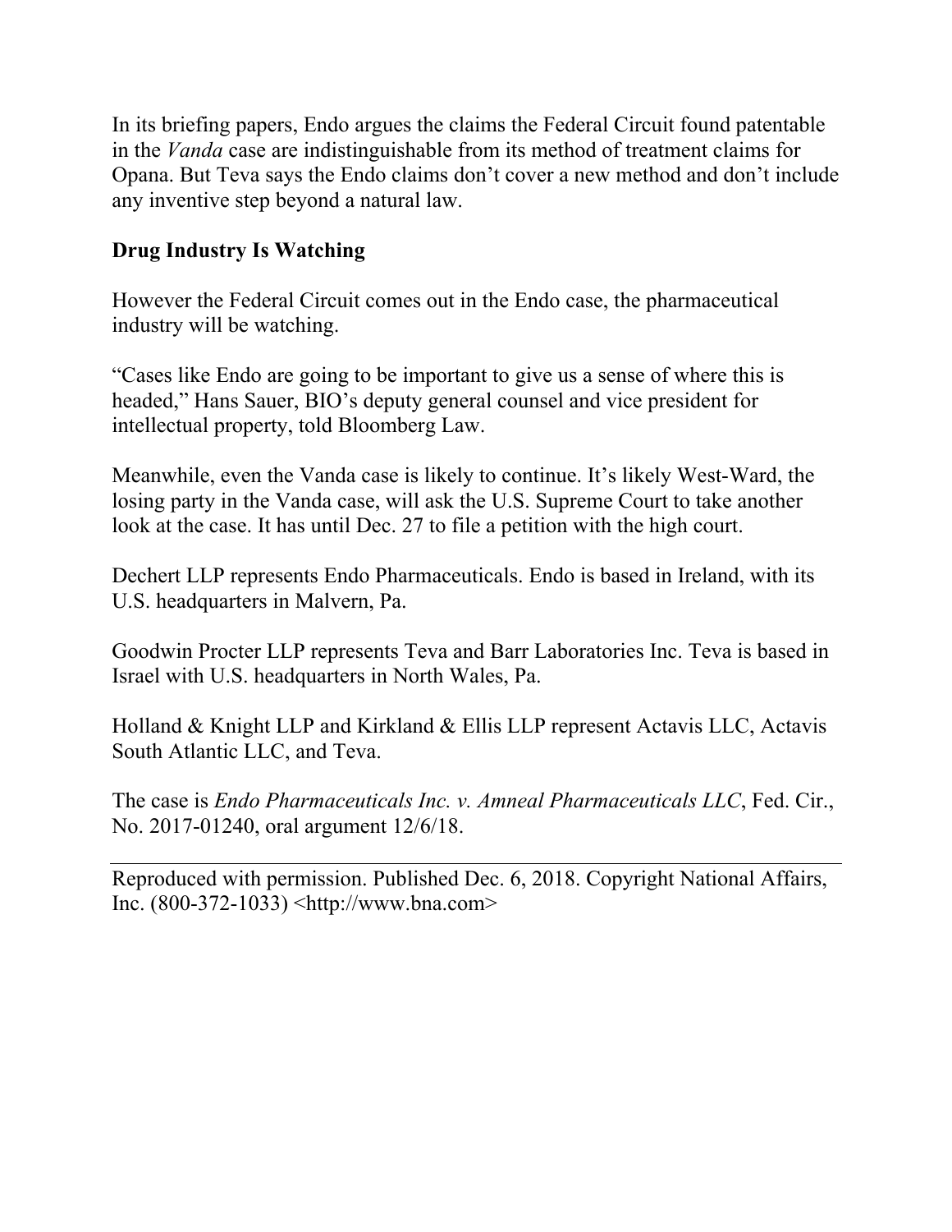In its briefing papers, Endo argues the claims the Federal Circuit found patentable in the *Vanda* case are indistinguishable from its method of treatment claims for Opana. But Teva says the Endo claims don't cover a new method and don't include any inventive step beyond a natural law.

**Drug Industry Is Watching**

However the Federal Circuit comes out in the Endo case, the pharmaceutical industry will be watching.

"Cases like Endo are going to be important to give us a sense of where this is headed," Hans Sauer, BIO's deputy general counsel and vice president for intellectual property, told Bloomberg Law.

Meanwhile, even the Vanda case is likely to continue. It's likely West-Ward, the losing party in the Vanda case, will ask the U.S. Supreme Court to take another look at the case. It has until Dec. 27 to file a petition with the high court.

Dechert LLP represents Endo Pharmaceuticals. Endo is based in Ireland, with its U.S. headquarters in Malvern, Pa.

Goodwin Procter LLP represents Teva and Barr Laboratories Inc. Teva is based in Israel with U.S. headquarters in North Wales, Pa.

Holland & Knight LLP and Kirkland & Ellis LLP represent Actavis LLC, Actavis South Atlantic LLC, and Teva.

The case is *Endo Pharmaceuticals Inc. v. Amneal Pharmaceuticals LLC*, Fed. Cir., No. 2017-01240, oral argument 12/6/18.

---

Reproduced with permission. Published Dec. 6, 2018. Copyright National Affairs, Inc. (800-372-1033) <http://www.bna.com>